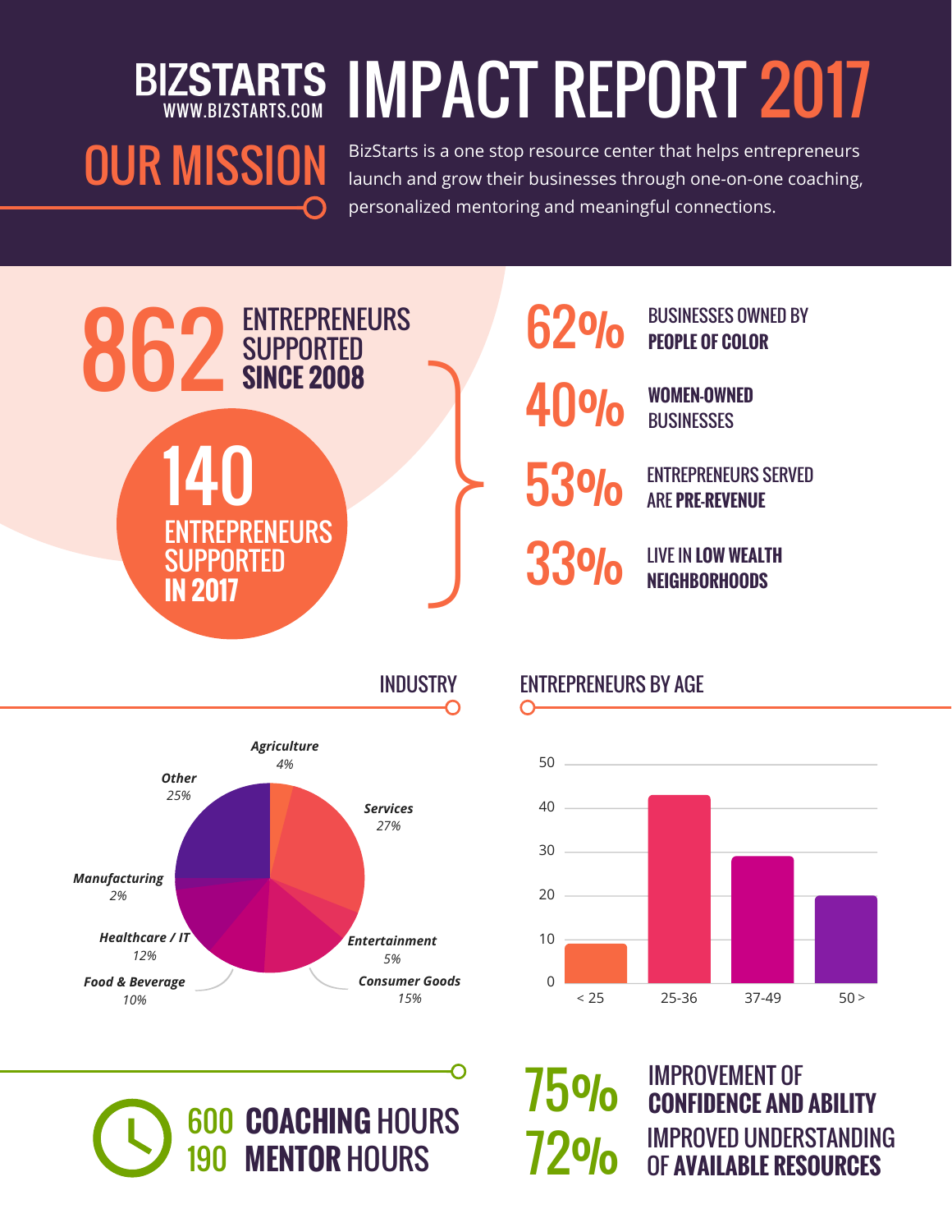# BIZSTARTS IMPACT REPORT 2017

WWW.BIZSTARTS.COM

## OUR MISSION

BizStarts is a one stop resource center that helps entrepreneurs launch and grow their businesses through one-on-one coaching, personalized mentoring and meaningful connections.

**862** ENTREPRENEURS SUPPORTED **SINCE 2008**

**140** ENTREPRENEURS SUPPORTED **IN 2017**

- **62%** BUSINESSES OWNED BY **PEOPLE OF COLOR**
- **40%** **WOMEN-OWNED** BUSINESSES
- **53%** ENTREPRENEURS SERVED ARE **PRE-REVENUE**
- **33%** LIVE IN **LOW WEALTH NEIGHBORHOODS**

## INDUSTRY

| Industry | Percentage |
|---|---|
| *Agriculture* | *4%* |
| *Services* | *27%* |
| *Entertainment* | *5%* |
| *Consumer Goods* | *15%* |
| *Food & Beverage* | *10%* |
| *Healthcare / IT* | *12%* |
| *Manufacturing* | *2%* |
| *Other* | *25%* |

## ENTREPRENEURS BY AGE

| Age | Entrepreneurs (approx.) |
|---|---|
| < 25 | 9 |
| 25-36 | 43 |
| 37-49 | 29 |
| 50 > | 20 |

600 **COACHING** HOURS

190 **MENTOR** HOURS

**75%** IMPROVEMENT OF **CONFIDENCE AND ABILITY**

**72%** IMPROVED UNDERSTANDING OF **AVAILABLE RESOURCES**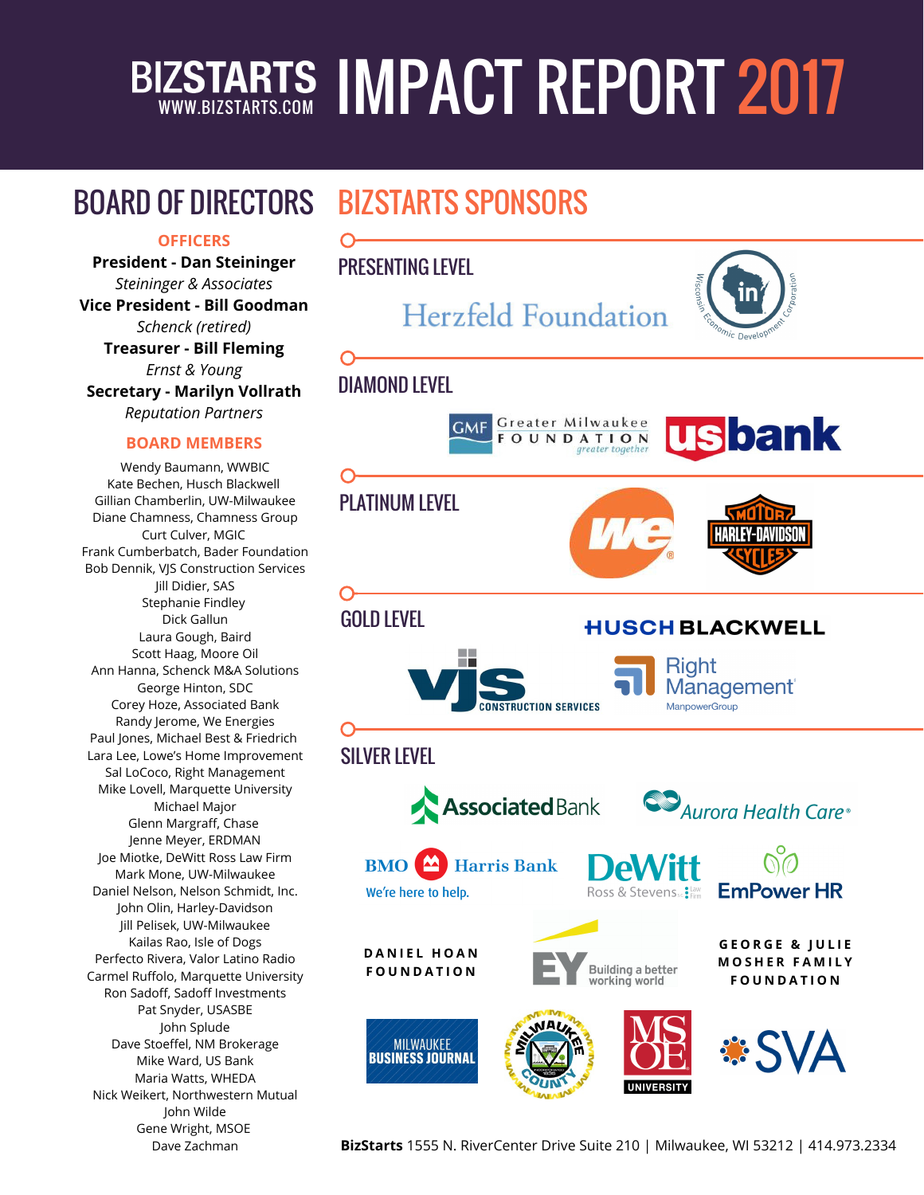# BIZSTARTS IMPACT REPORT 2017

WWW.BIZSTARTS.COM

## BOARD OF DIRECTORS

### OFFICERS

**President - Dan Steininger**
*Steininger & Associates*

**Vice President - Bill Goodman**
*Schenck (retired)*

**Treasurer - Bill Fleming**
*Ernst & Young*

**Secretary - Marilyn Vollrath**
*Reputation Partners*

### BOARD MEMBERS

Wendy Baumann, WWBIC
Kate Bechen, Husch Blackwell
Gillian Chamberlin, UW-Milwaukee
Diane Chamness, Chamness Group
Curt Culver, MGIC
Frank Cumberbatch, Bader Foundation
Bob Dennik, VJS Construction Services
Jill Didier, SAS
Stephanie Findley
Dick Gallun
Laura Gough, Baird
Scott Haag, Moore Oil
Ann Hanna, Schenck M&A Solutions
George Hinton, SDC
Corey Hoze, Associated Bank
Randy Jerome, We Energies
Paul Jones, Michael Best & Friedrich
Lara Lee, Lowe's Home Improvement
Sal LoCoco, Right Management
Mike Lovell, Marquette University
Michael Major
Glenn Margraff, Chase
Jenne Meyer, ERDMAN
Joe Miotke, DeWitt Ross Law Firm
Mark Mone, UW-Milwaukee
Daniel Nelson, Nelson Schmidt, Inc.
John Olin, Harley-Davidson
Jill Pelisek, UW-Milwaukee
Kailas Rao, Isle of Dogs
Perfecto Rivera, Valor Latino Radio
Carmel Ruffolo, Marquette University
Ron Sadoff, Sadoff Investments
Pat Snyder, USASBE
John Splude
Dave Stoeffel, NM Brokerage
Mike Ward, US Bank
Maria Watts, WHEDA
Nick Weikert, Northwestern Mutual
John Wilde
Gene Wright, MSOE
Dave Zachman

## BIZSTARTS SPONSORS

### PRESENTING LEVEL

Herzfeld Foundation
Wisconsin Economic Development Corporation

### DIAMOND LEVEL

GMF Greater Milwaukee Foundation — greater together
usbank

### PLATINUM LEVEL

We Energies
Harley-Davidson Motor Cycles

### GOLD LEVEL

Husch Blackwell
VJS Construction Services
Right Management — ManpowerGroup

### SILVER LEVEL

Associated Bank
Aurora Health Care
BMO Harris Bank — We're here to help.
DeWitt Ross & Stevens Law Firm
EmPower HR
Daniel Hoan Foundation
EY — Building a better working world
George & Julie Mosher Family Foundation
Milwaukee Business Journal
Milwaukee County
MSOE University
SVA

**BizStarts** 1555 N. RiverCenter Drive Suite 210 | Milwaukee, WI 53212 | 414.973.2334